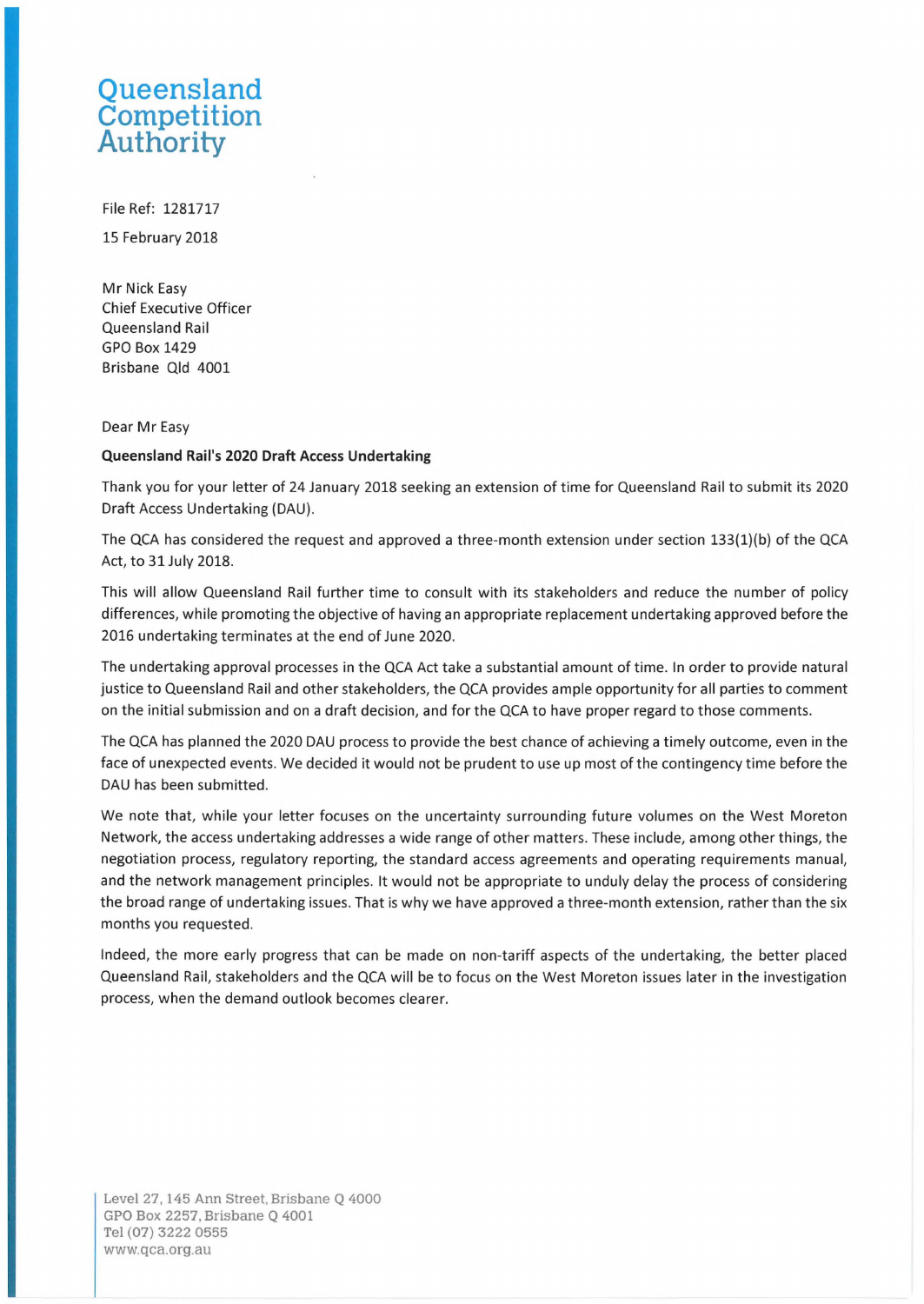Queensland Competition Authority

File Ref: 1281717

15 February 2018

Mr Nick Easy
Chief Executive Officer
Queensland Rail
GPO Box 1429
Brisbane Qld 4001

Dear Mr Easy

**Queensland Rail's 2020 Draft Access Undertaking**

Thank you for your letter of 24 January 2018 seeking an extension of time for Queensland Rail to submit its 2020 Draft Access Undertaking (DAU).

The QCA has considered the request and approved a three-month extension under section 133(1)(b) of the QCA Act, to 31 July 2018.

This will allow Queensland Rail further time to consult with its stakeholders and reduce the number of policy differences, while promoting the objective of having an appropriate replacement undertaking approved before the 2016 undertaking terminates at the end of June 2020.

The undertaking approval processes in the QCA Act take a substantial amount of time. In order to provide natural justice to Queensland Rail and other stakeholders, the QCA provides ample opportunity for all parties to comment on the initial submission and on a draft decision, and for the QCA to have proper regard to those comments.

The QCA has planned the 2020 DAU process to provide the best chance of achieving a timely outcome, even in the face of unexpected events. We decided it would not be prudent to use up most of the contingency time before the DAU has been submitted.

We note that, while your letter focuses on the uncertainty surrounding future volumes on the West Moreton Network, the access undertaking addresses a wide range of other matters. These include, among other things, the negotiation process, regulatory reporting, the standard access agreements and operating requirements manual, and the network management principles. It would not be appropriate to unduly delay the process of considering the broad range of undertaking issues. That is why we have approved a three-month extension, rather than the six months you requested.

Indeed, the more early progress that can be made on non-tariff aspects of the undertaking, the better placed Queensland Rail, stakeholders and the QCA will be to focus on the West Moreton issues later in the investigation process, when the demand outlook becomes clearer.

Level 27, 145 Ann Street, Brisbane Q 4000
GPO Box 2257, Brisbane Q 4001
Tel (07) 3222 0555
www.qca.org.au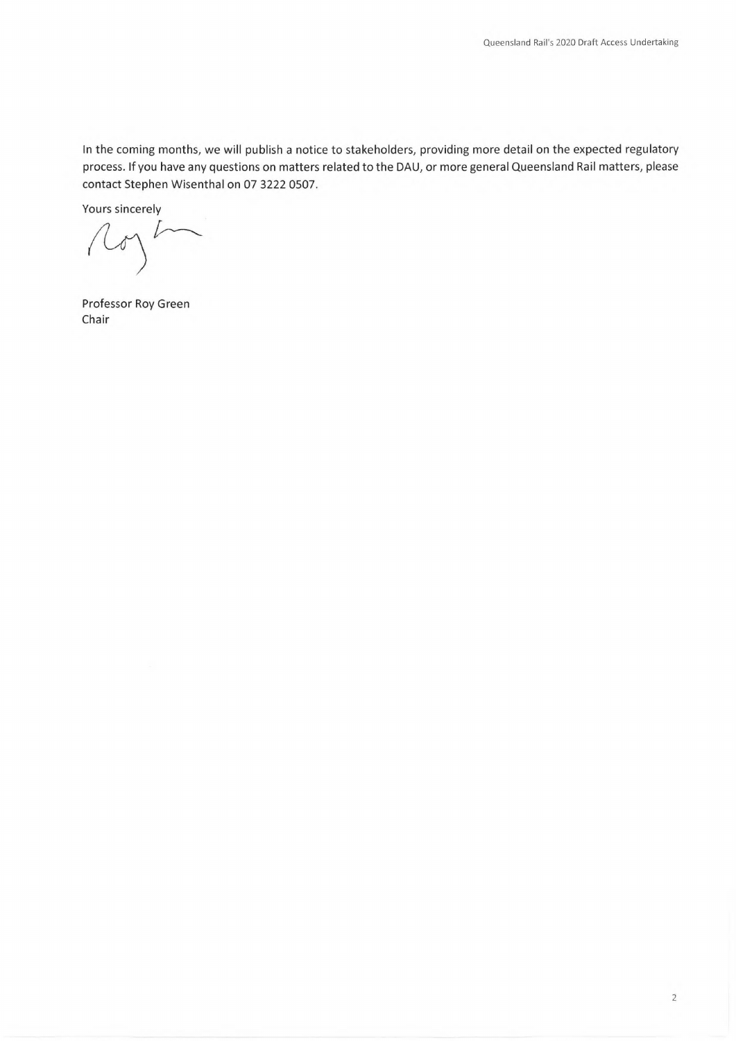In the coming months, we will publish a notice to stakeholders, providing more detail on the expected regulatory process. If you have any questions on matters related to the DAU, or more general Queensland Rail matters, please contact Stephen Wisenthal on 07 3222 0507.

Yours sincerely

Professor Roy Green
Chair